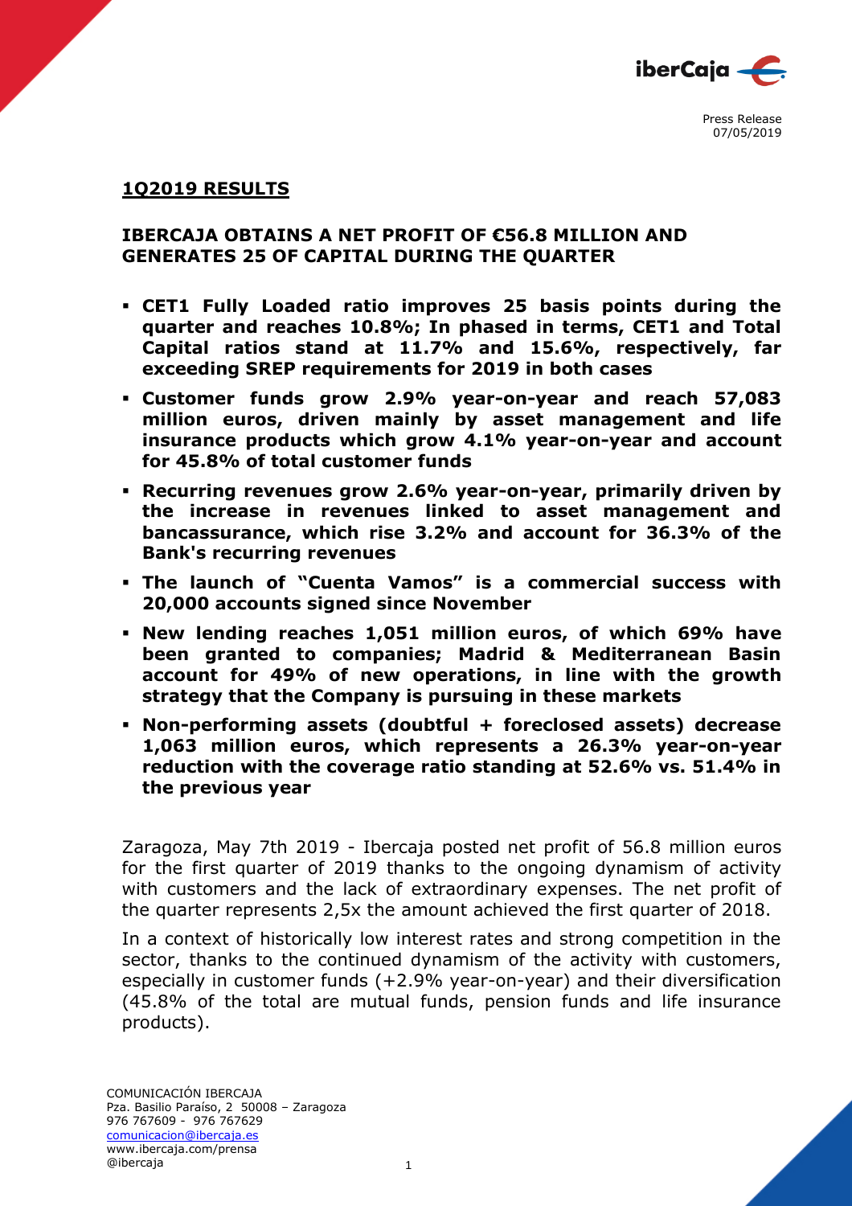Press Release
07/05/2019

## 1Q2019 RESULTS

## IBERCAJA OBTAINS A NET PROFIT OF €56.8 MILLION AND GENERATES 25 OF CAPITAL DURING THE QUARTER

- **CET1 Fully Loaded ratio improves 25 basis points during the quarter and reaches 10.8%; In phased in terms, CET1 and Total Capital ratios stand at 11.7% and 15.6%, respectively, far exceeding SREP requirements for 2019 in both cases**
- **Customer funds grow 2.9% year-on-year and reach 57,083 million euros, driven mainly by asset management and life insurance products which grow 4.1% year-on-year and account for 45.8% of total customer funds**
- **Recurring revenues grow 2.6% year-on-year, primarily driven by the increase in revenues linked to asset management and bancassurance, which rise 3.2% and account for 36.3% of the Bank's recurring revenues**
- **The launch of "Cuenta Vamos" is a commercial success with 20,000 accounts signed since November**
- **New lending reaches 1,051 million euros, of which 69% have been granted to companies; Madrid & Mediterranean Basin account for 49% of new operations, in line with the growth strategy that the Company is pursuing in these markets**
- **Non-performing assets (doubtful + foreclosed assets) decrease 1,063 million euros, which represents a 26.3% year-on-year reduction with the coverage ratio standing at 52.6% vs. 51.4% in the previous year**

Zaragoza, May 7th 2019 - Ibercaja posted net profit of 56.8 million euros for the first quarter of 2019 thanks to the ongoing dynamism of activity with customers and the lack of extraordinary expenses. The net profit of the quarter represents 2,5x the amount achieved the first quarter of 2018.

In a context of historically low interest rates and strong competition in the sector, thanks to the continued dynamism of the activity with customers, especially in customer funds (+2.9% year-on-year) and their diversification (45.8% of the total are mutual funds, pension funds and life insurance products).

COMUNICACIÓN IBERCAJA
Pza. Basilio Paraíso, 2 50008 – Zaragoza
976 767609 - 976 767629
comunicacion@ibercaja.es
www.ibercaja.com/prensa
@ibercaja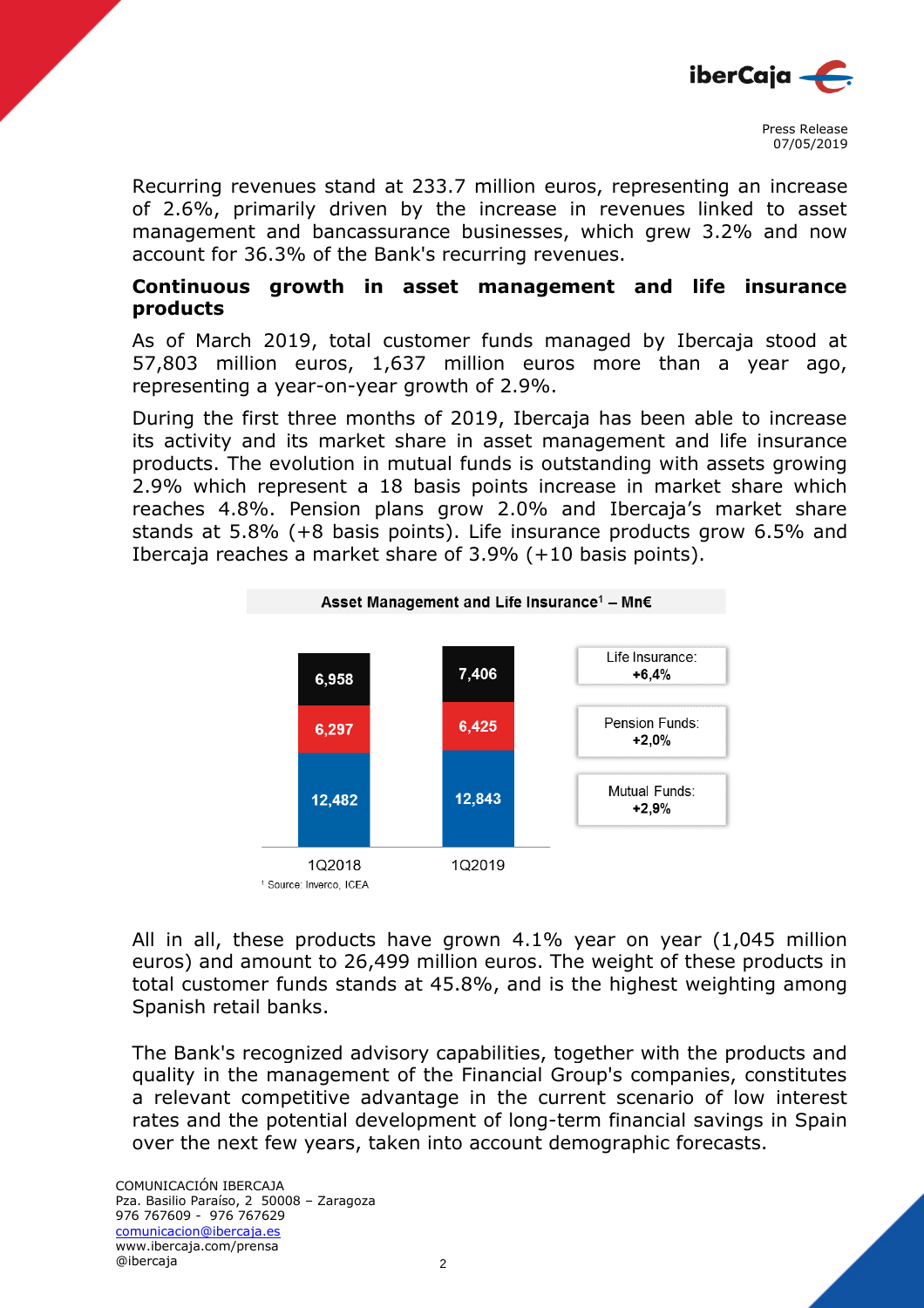Recurring revenues stand at 233.7 million euros, representing an increase of 2.6%, primarily driven by the increase in revenues linked to asset management and bancassurance businesses, which grew 3.2% and now account for 36.3% of the Bank's recurring revenues.

## Continuous growth in asset management and life insurance products

As of March 2019, total customer funds managed by Ibercaja stood at 57,803 million euros, 1,637 million euros more than a year ago, representing a year-on-year growth of 2.9%.

During the first three months of 2019, Ibercaja has been able to increase its activity and its market share in asset management and life insurance products. The evolution in mutual funds is outstanding with assets growing 2.9% which represent a 18 basis points increase in market share which reaches 4.8%. Pension plans grow 2.0% and Ibercaja's market share stands at 5.8% (+8 basis points). Life insurance products grow 6.5% and Ibercaja reaches a market share of 3.9% (+10 basis points).

**Asset Management and Life Insurance[1] – Mn€**

| | 1Q2018 | 1Q2019 | |
|---|---|---|---|
| Life Insurance | 6,958 | 7,406 | +6,4% |
| Pension Funds | 6,297 | 6,425 | +2,0% |
| Mutual Funds | 12,482 | 12,843 | +2,9% |

[1] Source: Inverco, ICEA

All in all, these products have grown 4.1% year on year (1,045 million euros) and amount to 26,499 million euros. The weight of these products in total customer funds stands at 45.8%, and is the highest weighting among Spanish retail banks.

The Bank's recognized advisory capabilities, together with the products and quality in the management of the Financial Group's companies, constitutes a relevant competitive advantage in the current scenario of low interest rates and the potential development of long-term financial savings in Spain over the next few years, taken into account demographic forecasts.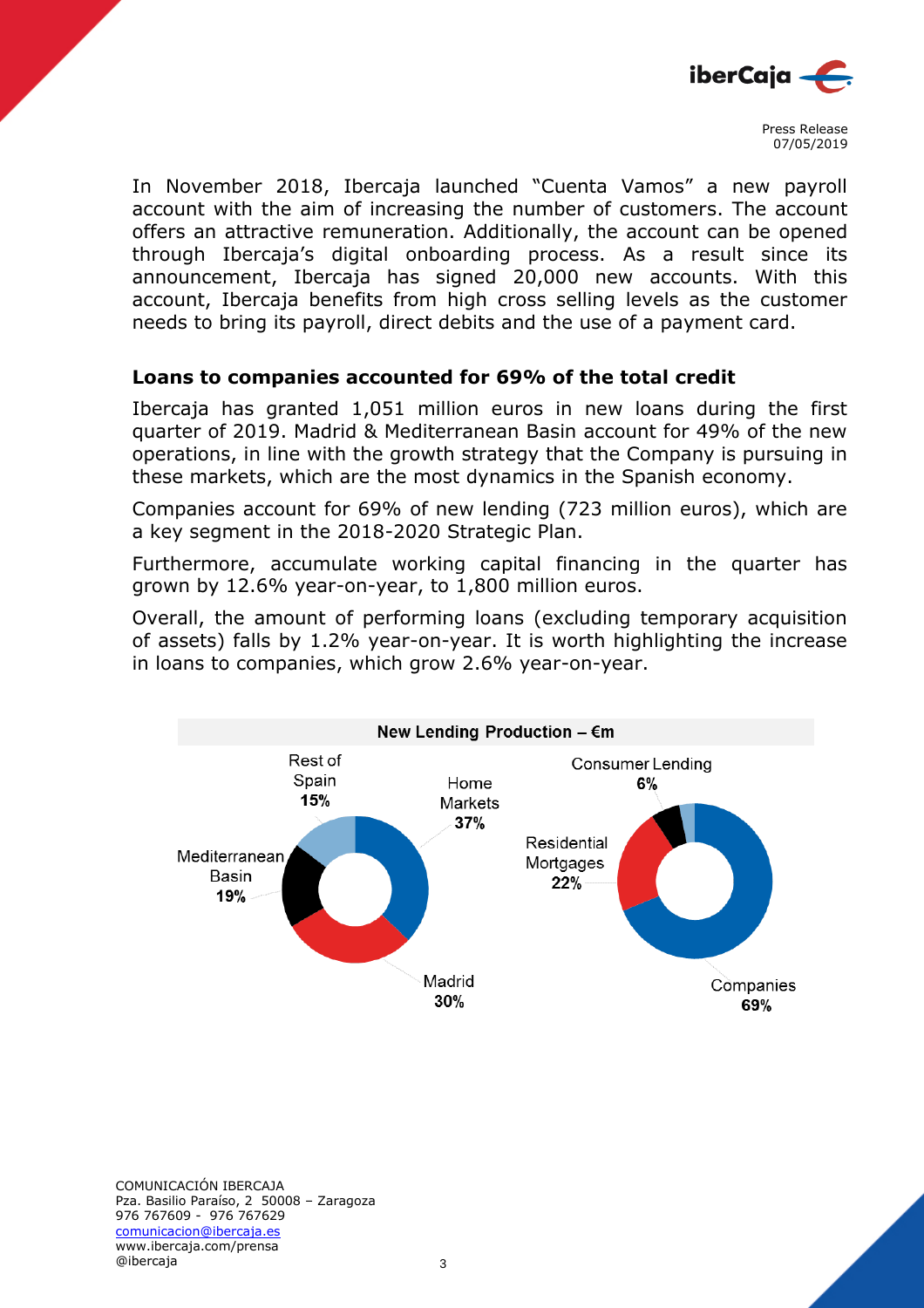In November 2018, Ibercaja launched "Cuenta Vamos" a new payroll account with the aim of increasing the number of customers. The account offers an attractive remuneration. Additionally, the account can be opened through Ibercaja's digital onboarding process. As a result since its announcement, Ibercaja has signed 20,000 new accounts. With this account, Ibercaja benefits from high cross selling levels as the customer needs to bring its payroll, direct debits and the use of a payment card.

## Loans to companies accounted for 69% of the total credit

Ibercaja has granted 1,051 million euros in new loans during the first quarter of 2019. Madrid & Mediterranean Basin account for 49% of the new operations, in line with the growth strategy that the Company is pursuing in these markets, which are the most dynamics in the Spanish economy.

Companies account for 69% of new lending (723 million euros), which are a key segment in the 2018-2020 Strategic Plan.

Furthermore, accumulate working capital financing in the quarter has grown by 12.6% year-on-year, to 1,800 million euros.

Overall, the amount of performing loans (excluding temporary acquisition of assets) falls by 1.2% year-on-year. It is worth highlighting the increase in loans to companies, which grow 2.6% year-on-year.

**New Lending Production – €m**

| Region | % |
|---|---|
| Home Markets | 37% |
| Madrid | 30% |
| Mediterranean Basin | 19% |
| Rest of Spain | 15% |

| Segment | % |
|---|---|
| Companies | 69% |
| Residential Mortgages | 22% |
| Consumer Lending | 6% |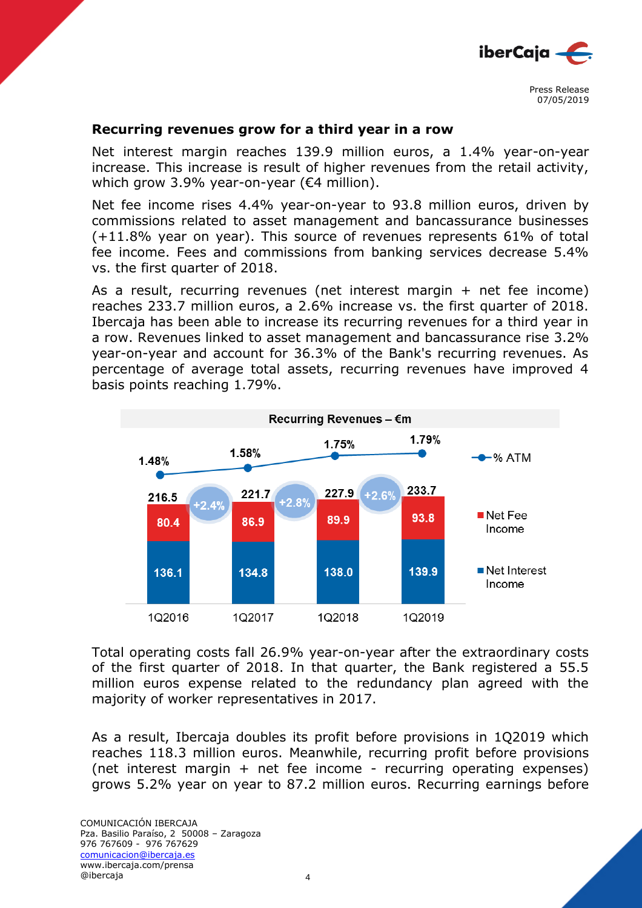## Recurring revenues grow for a third year in a row

Net interest margin reaches 139.9 million euros, a 1.4% year-on-year increase. This increase is result of higher revenues from the retail activity, which grow 3.9% year-on-year (€4 million).

Net fee income rises 4.4% year-on-year to 93.8 million euros, driven by commissions related to asset management and bancassurance businesses (+11.8% year on year). This source of revenues represents 61% of total fee income. Fees and commissions from banking services decrease 5.4% vs. the first quarter of 2018.

As a result, recurring revenues (net interest margin + net fee income) reaches 233.7 million euros, a 2.6% increase vs. the first quarter of 2018. Ibercaja has been able to increase its recurring revenues for a third year in a row. Revenues linked to asset management and bancassurance rise 3.2% year-on-year and account for 36.3% of the Bank's recurring revenues. As percentage of average total assets, recurring revenues have improved 4 basis points reaching 1.79%.

**Recurring Revenues – €m**

| | 1Q2016 | 1Q2017 | 1Q2018 | 1Q2019 |
|---|---|---|---|---|
| Net Interest Income | 136.1 | 134.8 | 138.0 | 139.9 |
| Net Fee Income | 80.4 | 86.9 | 89.9 | 93.8 |
| Total | 216.5 | 221.7 | 227.9 | 233.7 |
| Growth | | +2.4% | +2.8% | +2.6% |
| % ATM | 1.48% | 1.58% | 1.75% | 1.79% |

Total operating costs fall 26.9% year-on-year after the extraordinary costs of the first quarter of 2018. In that quarter, the Bank registered a 55.5 million euros expense related to the redundancy plan agreed with the majority of worker representatives in 2017.

As a result, Ibercaja doubles its profit before provisions in 1Q2019 which reaches 118.3 million euros. Meanwhile, recurring profit before provisions (net interest margin + net fee income - recurring operating expenses) grows 5.2% year on year to 87.2 million euros. Recurring earnings before

COMUNICACIÓN IBERCAJA
Pza. Basilio Paraíso, 2 50008 – Zaragoza
976 767609 - 976 767629
comunicacion@ibercaja.es
www.ibercaja.com/prensa
@ibercaja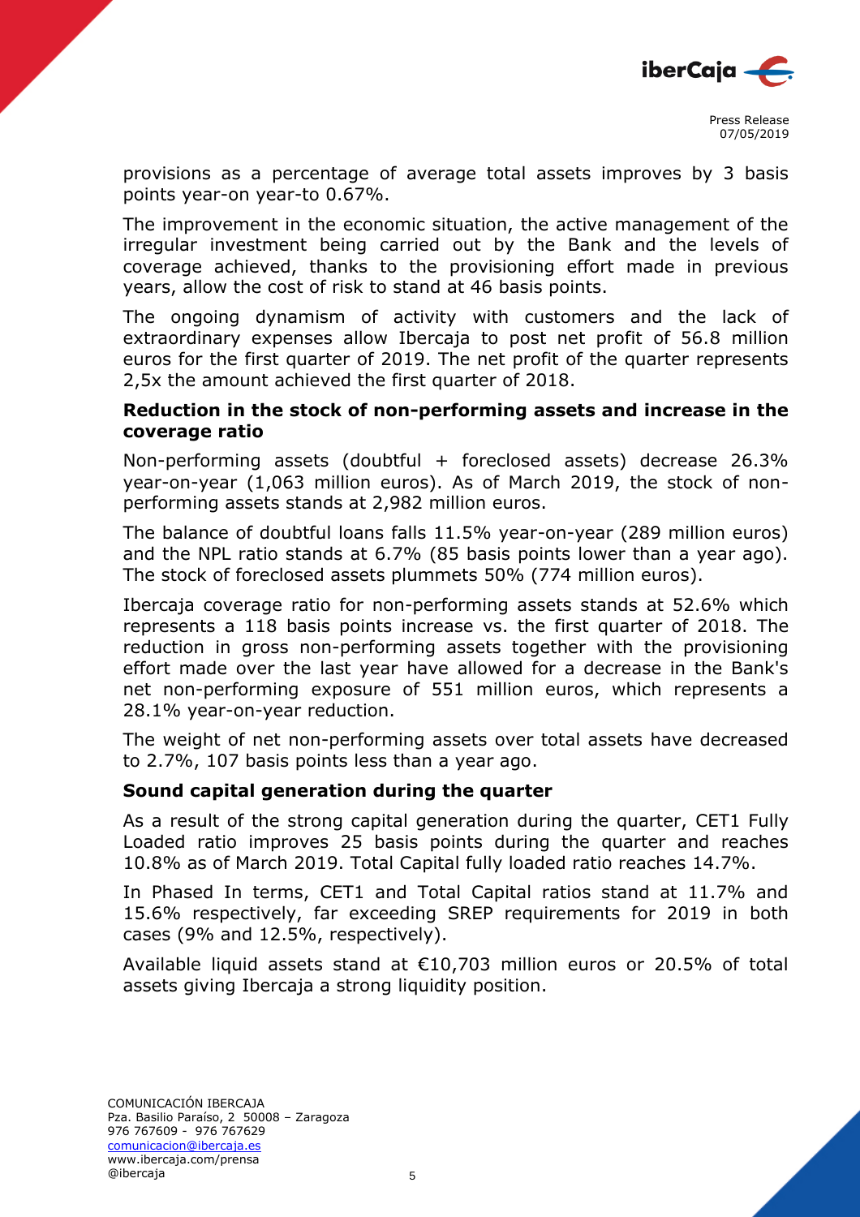provisions as a percentage of average total assets improves by 3 basis points year-on year-to 0.67%.

The improvement in the economic situation, the active management of the irregular investment being carried out by the Bank and the levels of coverage achieved, thanks to the provisioning effort made in previous years, allow the cost of risk to stand at 46 basis points.

The ongoing dynamism of activity with customers and the lack of extraordinary expenses allow Ibercaja to post net profit of 56.8 million euros for the first quarter of 2019. The net profit of the quarter represents 2,5x the amount achieved the first quarter of 2018.

**Reduction in the stock of non-performing assets and increase in the coverage ratio**

Non-performing assets (doubtful + foreclosed assets) decrease 26.3% year-on-year (1,063 million euros). As of March 2019, the stock of non-performing assets stands at 2,982 million euros.

The balance of doubtful loans falls 11.5% year-on-year (289 million euros) and the NPL ratio stands at 6.7% (85 basis points lower than a year ago). The stock of foreclosed assets plummets 50% (774 million euros).

Ibercaja coverage ratio for non-performing assets stands at 52.6% which represents a 118 basis points increase vs. the first quarter of 2018. The reduction in gross non-performing assets together with the provisioning effort made over the last year have allowed for a decrease in the Bank's net non-performing exposure of 551 million euros, which represents a 28.1% year-on-year reduction.

The weight of net non-performing assets over total assets have decreased to 2.7%, 107 basis points less than a year ago.

**Sound capital generation during the quarter**

As a result of the strong capital generation during the quarter, CET1 Fully Loaded ratio improves 25 basis points during the quarter and reaches 10.8% as of March 2019. Total Capital fully loaded ratio reaches 14.7%.

In Phased In terms, CET1 and Total Capital ratios stand at 11.7% and 15.6% respectively, far exceeding SREP requirements for 2019 in both cases (9% and 12.5%, respectively).

Available liquid assets stand at €10,703 million euros or 20.5% of total assets giving Ibercaja a strong liquidity position.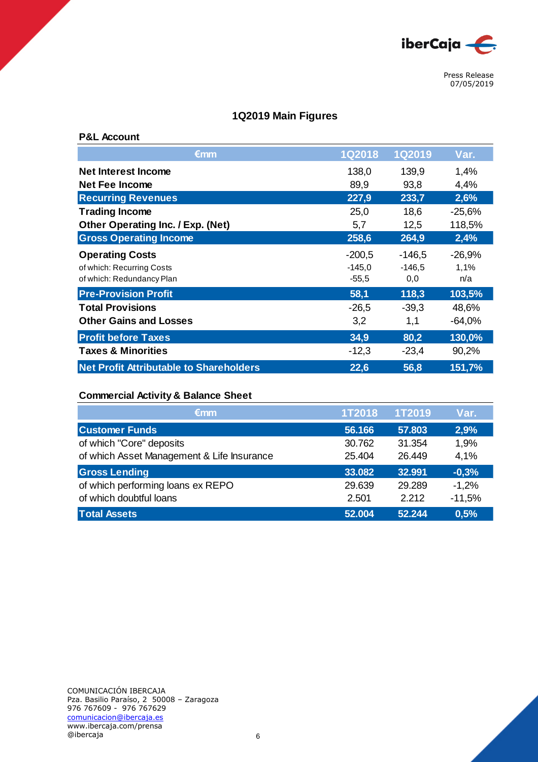Press Release
07/05/2019

## 1Q2019 Main Figures

### P&L Account

| €mm | 1Q2018 | 1Q2019 | Var. |
|---|---|---|---|
| **Net Interest Income** | 138,0 | 139,9 | 1,4% |
| **Net Fee Income** | 89,9 | 93,8 | 4,4% |
| **Recurring Revenues** | **227,9** | **233,7** | **2,6%** |
| **Trading Income** | 25,0 | 18,6 | -25,6% |
| **Other Operating Inc. / Exp. (Net)** | 5,7 | 12,5 | 118,5% |
| **Gross Operating Income** | **258,6** | **264,9** | **2,4%** |
| **Operating Costs** | -200,5 | -146,5 | -26,9% |
| of which: Recurring Costs | -145,0 | -146,5 | 1,1% |
| of which: Redundancy Plan | -55,5 | 0,0 | n/a |
| **Pre-Provision Profit** | **58,1** | **118,3** | **103,5%** |
| **Total Provisions** | -26,5 | -39,3 | 48,6% |
| **Other Gains and Losses** | 3,2 | 1,1 | -64,0% |
| **Profit before Taxes** | **34,9** | **80,2** | **130,0%** |
| **Taxes & Minorities** | -12,3 | -23,4 | 90,2% |
| **Net Profit Attributable to Shareholders** | **22,6** | **56,8** | **151,7%** |

### Commercial Activity & Balance Sheet

| €mm | 1T2018 | 1T2019 | Var. |
|---|---|---|---|
| **Customer Funds** | **56.166** | **57.803** | **2,9%** |
| of which "Core" deposits | 30.762 | 31.354 | 1,9% |
| of which Asset Management & Life Insurance | 25.404 | 26.449 | 4,1% |
| **Gross Lending** | **33.082** | **32.991** | **-0,3%** |
| of which performing loans ex REPO | 29.639 | 29.289 | -1,2% |
| of which doubtful loans | 2.501 | 2.212 | -11,5% |
| **Total Assets** | **52.004** | **52.244** | **0,5%** |

COMUNICACIÓN IBERCAJA
Pza. Basilio Paraíso, 2 50008 – Zaragoza
976 767609 - 976 767629
comunicacion@ibercaja.es
www.ibercaja.com/prensa
@ibercaja